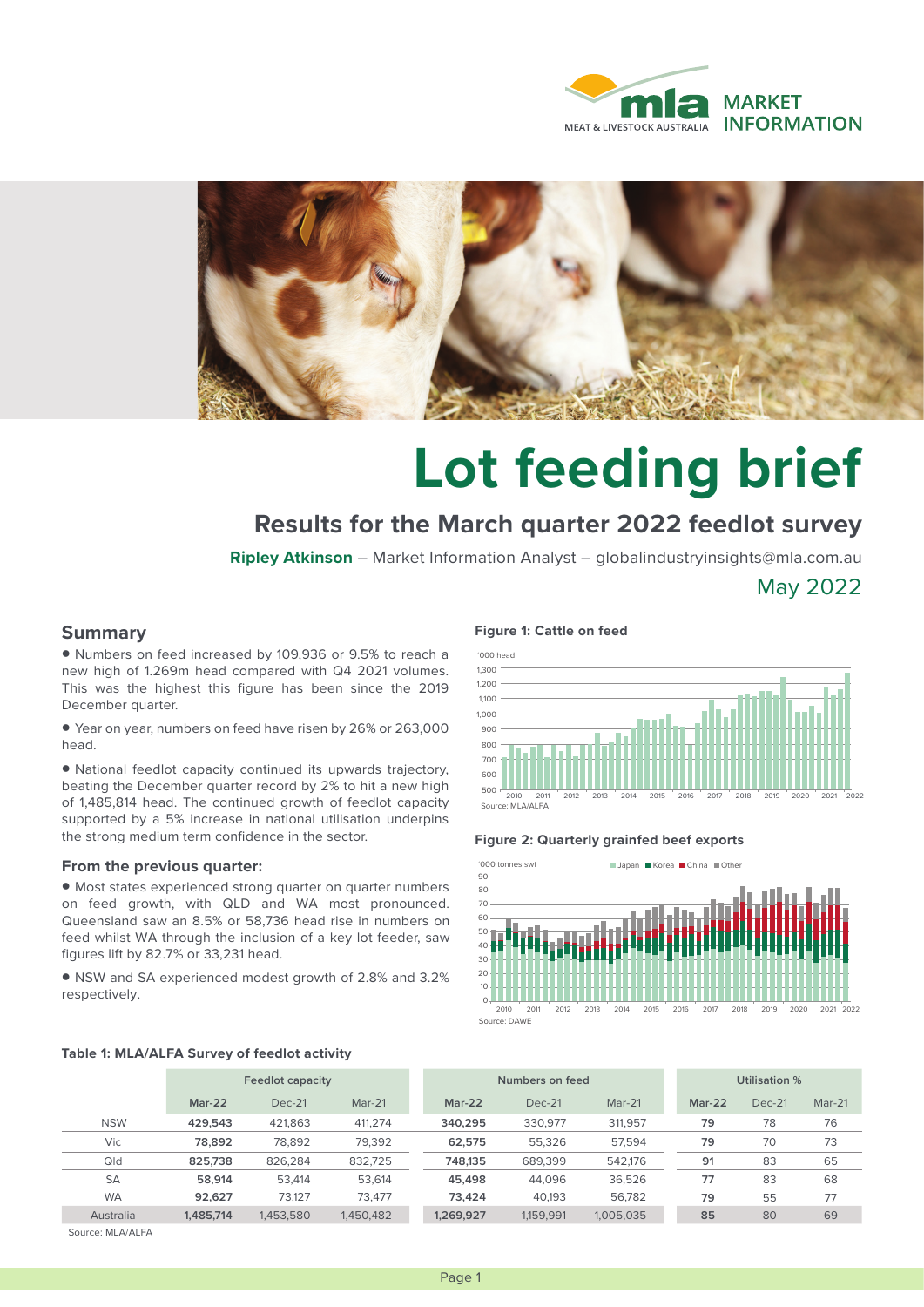MEAT & LIVESTOCK AUSTRALIA MARKET INFORMATION

# Lot feeding brief

## Results for the March quarter 2022 feedlot survey

**Ripley Atkinson** – Market Information Analyst – globalindustryinsights@mla.com.au

May 2022

### Summary

- Numbers on feed increased by 109,936 or 9.5% to reach a new high of 1.269m head compared with Q4 2021 volumes. This was the highest this figure has been since the 2019 December quarter.
- Year on year, numbers on feed have risen by 26% or 263,000 head.
- National feedlot capacity continued its upwards trajectory, beating the December quarter record by 2% to hit a new high of 1,485,814 head. The continued growth of feedlot capacity supported by a 5% increase in national utilisation underpins the strong medium term confidence in the sector.

### From the previous quarter:

- Most states experienced strong quarter on quarter numbers on feed growth, with QLD and WA most pronounced. Queensland saw an 8.5% or 58,736 head rise in numbers on feed whilst WA through the inclusion of a key lot feeder, saw figures lift by 82.7% or 33,231 head.
- NSW and SA experienced modest growth of 2.8% and 3.2% respectively.

**Figure 1: Cattle on feed**

'000 head

Source: MLA/ALFA

**Figure 2: Quarterly grainfed beef exports**

'000 tonnes swt — Japan, Korea, China, Other

Source: DAWE

**Table 1: MLA/ALFA Survey of feedlot activity**

| | Feedlot capacity | | | Numbers on feed | | | Utilisation % | | |
|---|---|---|---|---|---|---|---|---|---|
| | **Mar-22** | Dec-21 | Mar-21 | **Mar-22** | Dec-21 | Mar-21 | **Mar-22** | Dec-21 | Mar-21 |
| NSW | **429,543** | 421,863 | 411,274 | **340,295** | 330,977 | 311,957 | **79** | 78 | 76 |
| Vic | **78,892** | 78,892 | 79,392 | **62,575** | 55,326 | 57,594 | **79** | 70 | 73 |
| Qld | **825,738** | 826,284 | 832,725 | **748,135** | 689,399 | 542,176 | **91** | 83 | 65 |
| SA | **58,914** | 53,414 | 53,614 | **45,498** | 44,096 | 36,526 | **77** | 83 | 68 |
| WA | **92,627** | 73,127 | 73,477 | **73,424** | 40,193 | 56,782 | **79** | 55 | 77 |
| Australia | **1,485,714** | 1,453,580 | 1,450,482 | **1,269,927** | 1,159,991 | 1,005,035 | **85** | 80 | 69 |

Source: MLA/ALFA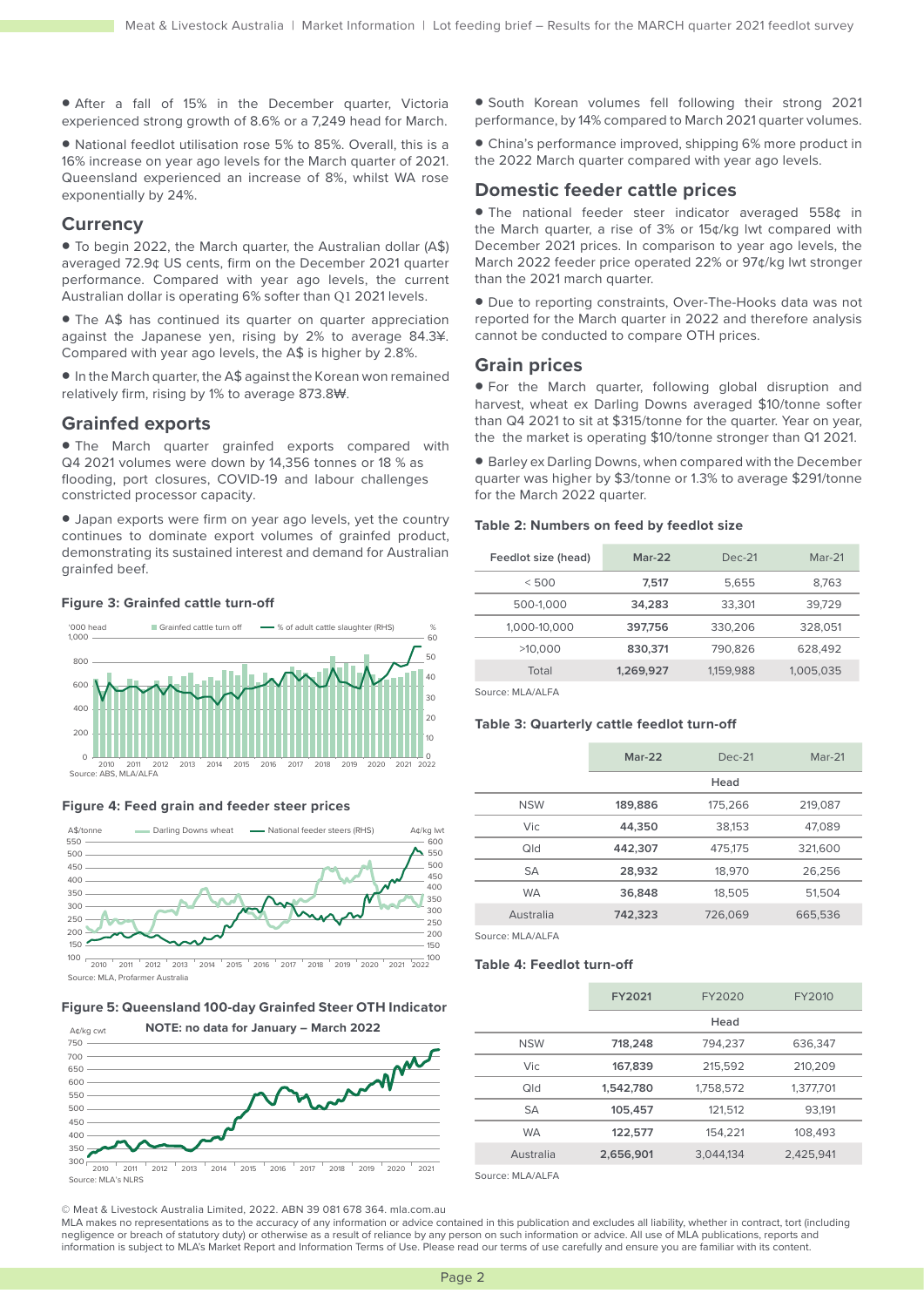- After a fall of 15% in the December quarter, Victoria experienced strong growth of 8.6% or a 7,249 head for March.
- National feedlot utilisation rose 5% to 85%. Overall, this is a 16% increase on year ago levels for the March quarter of 2021. Queensland experienced an increase of 8%, whilst WA rose exponentially by 24%.

## Currency

- To begin 2022, the March quarter, the Australian dollar (A$) averaged 72.9¢ US cents, firm on the December 2021 quarter performance. Compared with year ago levels, the current Australian dollar is operating 6% softer than Q1 2021 levels.
- The A$ has continued its quarter on quarter appreciation against the Japanese yen, rising by 2% to average 84.3¥. Compared with year ago levels, the A$ is higher by 2.8%.
- In the March quarter, the A$ against the Korean won remained relatively firm, rising by 1% to average 873.8₩.

## Grainfed exports

- The March quarter grainfed exports compared with Q4 2021 volumes were down by 14,356 tonnes or 18 % as flooding, port closures, COVID-19 and labour challenges constricted processor capacity.
- Japan exports were firm on year ago levels, yet the country continues to dominate export volumes of grainfed product, demonstrating its sustained interest and demand for Australian grainfed beef.

**Figure 3: Grainfed cattle turn-off**

'000 head
Grainfed cattle turn off
% of adult cattle slaughter (RHS)
%
1,000
800
600
400
200
0
60
50
40
30
20
10
0
2010 2011 2012 2013 2014 2015 2016 2017 2018 2019 2020 2021 2022
Source: ABS, MLA/ALFA

**Figure 4: Feed grain and feeder steer prices**

A$/tonne
Darling Downs wheat
National feeder steers (RHS)
A¢/kg lwt
550
500
450
400
350
300
250
200
150
100
600
550
500
450
400
350
300
250
200
150
100
2010 2011 2012 2013 2014 2015 2016 2017 2018 2019 2020 2021 2022
Source: MLA, Profarmer Australia

**Figure 5: Queensland 100-day Grainfed Steer OTH Indicator**

**NOTE: no data for January – March 2022**

A¢/kg cwt
750
700
650
600
550
500
450
400
350
300
2010 2011 2012 2013 2014 2015 2016 2017 2018 2019 2020 2021
Source: MLA's NLRS

- South Korean volumes fell following their strong 2021 performance, by 14% compared to March 2021 quarter volumes.
- China's performance improved, shipping 6% more product in the 2022 March quarter compared with year ago levels.

## Domestic feeder cattle prices

- The national feeder steer indicator averaged 558¢ in the March quarter, a rise of 3% or 15¢/kg lwt compared with December 2021 prices. In comparison to year ago levels, the March 2022 feeder price operated 22% or 97¢/kg lwt stronger than the 2021 march quarter.
- Due to reporting constraints, Over-The-Hooks data was not reported for the March quarter in 2022 and therefore analysis cannot be conducted to compare OTH prices.

## Grain prices

- For the March quarter, following global disruption and harvest, wheat ex Darling Downs averaged $10/tonne softer than Q4 2021 to sit at $315/tonne for the quarter. Year on year, the the market is operating $10/tonne stronger than Q1 2021.
- Barley ex Darling Downs, when compared with the December quarter was higher by $3/tonne or 1.3% to average $291/tonne for the March 2022 quarter.

**Table 2: Numbers on feed by feedlot size**

| Feedlot size (head) | Mar-22 | Dec-21 | Mar-21 |
|---|---|---|---|
| < 500 | **7,517** | 5,655 | 8,763 |
| 500-1,000 | **34,283** | 33,301 | 39,729 |
| 1,000-10,000 | **397,756** | 330,206 | 328,051 |
| >10,000 | **830,371** | 790,826 | 628,492 |
| Total | **1,269,927** | 1,159,988 | 1,005,035 |

Source: MLA/ALFA

**Table 3: Quarterly cattle feedlot turn-off**

| | Mar-22 | Dec-21 | Mar-21 |
|---|---|---|---|
| | | Head | |
| NSW | **189,886** | 175,266 | 219,087 |
| Vic | **44,350** | 38,153 | 47,089 |
| Qld | **442,307** | 475,175 | 321,600 |
| SA | **28,932** | 18,970 | 26,256 |
| WA | **36,848** | 18,505 | 51,504 |
| Australia | **742,323** | 726,069 | 665,536 |

Source: MLA/ALFA

**Table 4: Feedlot turn-off**

| | FY2021 | FY2020 | FY2010 |
|---|---|---|---|
| | | Head | |
| NSW | **718,248** | 794,237 | 636,347 |
| Vic | **167,839** | 215,592 | 210,209 |
| Qld | **1,542,780** | 1,758,572 | 1,377,701 |
| SA | **105,457** | 121,512 | 93,191 |
| WA | **122,577** | 154,221 | 108,493 |
| Australia | **2,656,901** | 3,044,134 | 2,425,941 |

Source: MLA/ALFA

© Meat & Livestock Australia Limited, 2022. ABN 39 081 678 364. mla.com.au
MLA makes no representations as to the accuracy of any information or advice contained in this publication and excludes all liability, whether in contract, tort (including negligence or breach of statutory duty) or otherwise as a result of reliance by any person on such information or advice. All use of MLA publications, reports and information is subject to MLA's Market Report and Information Terms of Use. Please read our terms of use carefully and ensure you are familiar with its content.